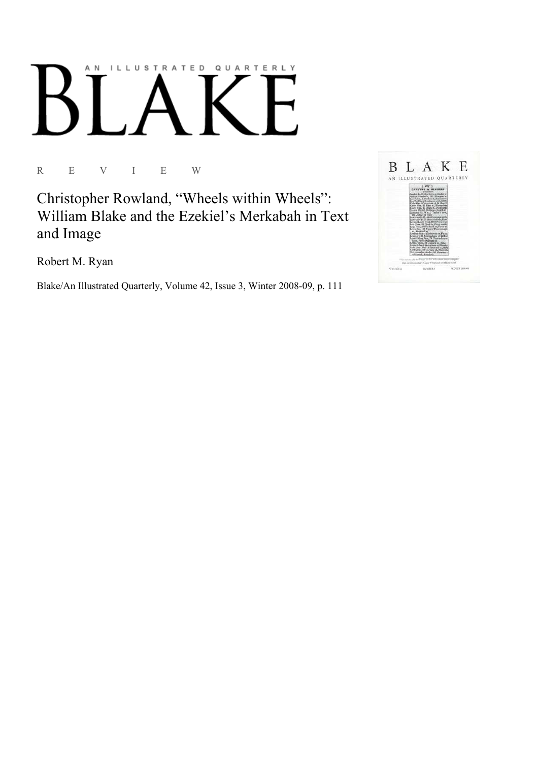AN ILLUSTRATED QUARTERLY

# BLAKE

R E V I E W

## Christopher Rowland, "Wheels within Wheels": William Blake and the Ezekiel's Merkabah in Text and Image

Robert M. Ryan

Blake/An Illustrated Quarterly, Volume 42, Issue 3, Winter 2008-09, p. 111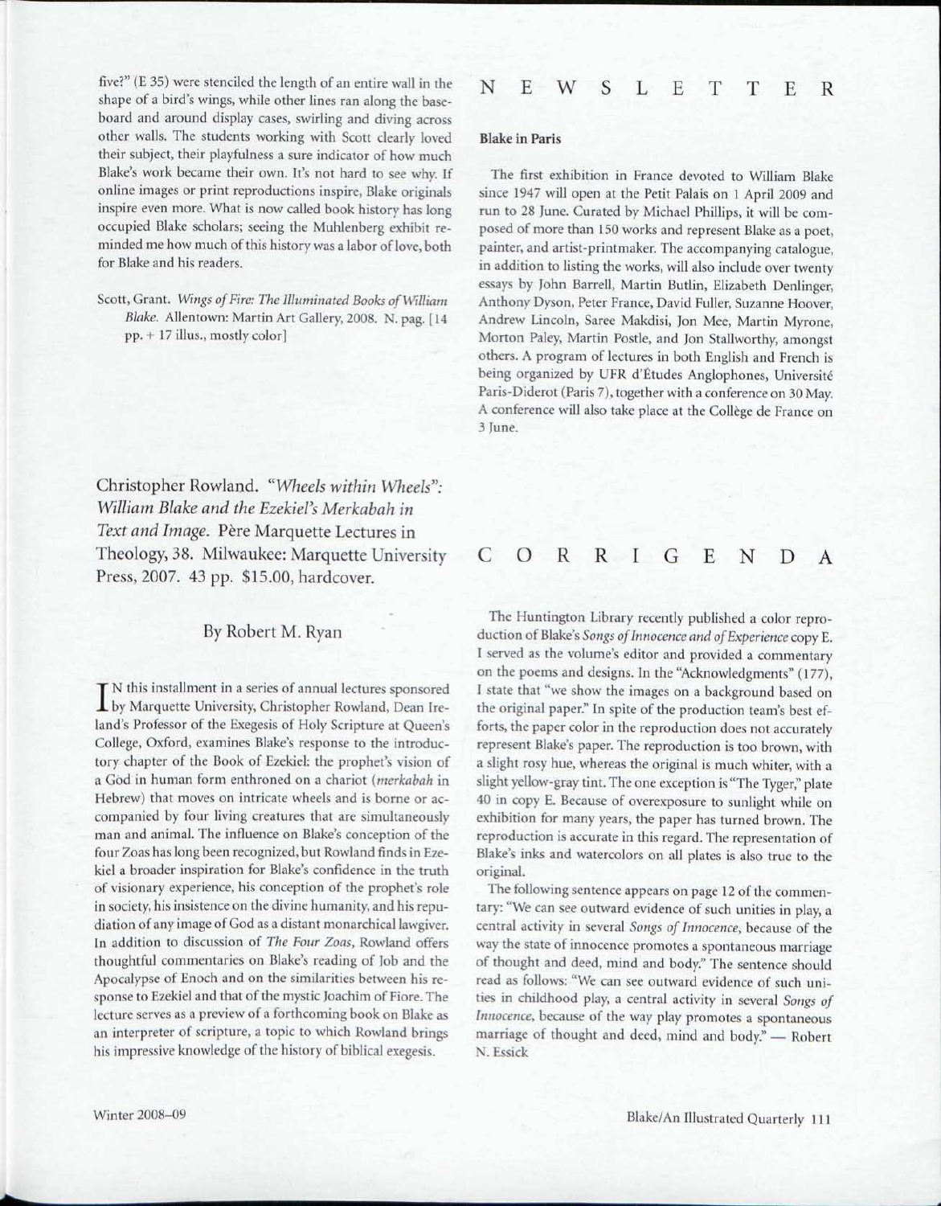five?" (E 35) were stenciled the length of an entire wall in the shape of a bird's wings, while other lines ran along the baseboard and around display cases, swirling and diving across other walls. The students working with Scott clearly loved their subject, their playfulness a sure indicator of how much Blake's work became their own. It's not hard to see why. If online images or print reproductions inspire, Blake originals inspire even more. What is now called book history has long occupied Blake scholars; seeing the Muhlenberg exhibit reminded me how much of this history was a labor of love, both for Blake and his readers.

Scott, Grant. *Wings of Fire: The Illuminated Books of William Blake*. Allentown: Martin Art Gallery, 2008. N. pag. [14 pp. + 17 illus., mostly color]

## Christopher Rowland. *"Wheels within Wheels": William Blake and the Ezekiel's Merkabah in Text and Image*. Père Marquette Lectures in Theology, 38. Milwaukee: Marquette University Press, 2007. 43 pp. $15.00, hardcover.

### By Robert M. Ryan

IN this installment in a series of annual lectures sponsored by Marquette University, Christopher Rowland, Dean Ireland's Professor of the Exegesis of Holy Scripture at Queen's College, Oxford, examines Blake's response to the introductory chapter of the Book of Ezekiel: the prophet's vision of a God in human form enthroned on a chariot (*merkabah* in Hebrew) that moves on intricate wheels and is borne or accompanied by four living creatures that are simultaneously man and animal. The influence on Blake's conception of the four Zoas has long been recognized, but Rowland finds in Ezekiel a broader inspiration for Blake's confidence in the truth of visionary experience, his conception of the prophet's role in society, his insistence on the divine humanity, and his repudiation of any image of God as a distant monarchical lawgiver. In addition to discussion of *The Four Zoas*, Rowland offers thoughtful commentaries on Blake's reading of Job and the Apocalypse of Enoch and on the similarities between his response to Ezekiel and that of the mystic Joachim of Fiore. The lecture serves as a preview of a forthcoming book on Blake as an interpreter of scripture, a topic to which Rowland brings his impressive knowledge of the history of biblical exegesis.

# N E W S L E T T E R

### Blake in Paris

The first exhibition in France devoted to William Blake since 1947 will open at the Petit Palais on 1 April 2009 and run to 28 June. Curated by Michael Phillips, it will be composed of more than 150 works and represent Blake as a poet, painter, and artist-printmaker. The accompanying catalogue, in addition to listing the works, will also include over twenty essays by John Barrell, Martin Butlin, Elizabeth Denlinger, Anthony Dyson, Peter France, David Fuller, Suzanne Hoover, Andrew Lincoln, Saree Makdisi, Jon Mee, Martin Myrone, Morton Paley, Martin Postle, and Jon Stallworthy, amongst others. A program of lectures in both English and French is being organized by UFR d'Études Anglophones, Université Paris-Diderot (Paris 7), together with a conference on 30 May. A conference will also take place at the Collège de France on 3 June.

# C O R R I G E N D A

The Huntington Library recently published a color reproduction of Blake's *Songs of Innocence and of Experience* copy E. I served as the volume's editor and provided a commentary on the poems and designs. In the "Acknowledgments" (177), I state that "we show the images on a background based on the original paper." In spite of the production team's best efforts, the paper color in the reproduction does not accurately represent Blake's paper. The reproduction is too brown, with a slight rosy hue, whereas the original is much whiter, with a slight yellow-gray tint. The one exception is "The Tyger," plate 40 in copy E. Because of overexposure to sunlight while on exhibition for many years, the paper has turned brown. The reproduction is accurate in this regard. The representation of Blake's inks and watercolors on all plates is also true to the original.

The following sentence appears on page 12 of the commentary: "We can see outward evidence of such unities in play, a central activity in several *Songs of Innocence*, because of the way the state of innocence promotes a spontaneous marriage of thought and deed, mind and body." The sentence should read as follows: "We can see outward evidence of such unities in childhood play, a central activity in several *Songs of Innocence*, because of the way play promotes a spontaneous marriage of thought and deed, mind and body." — Robert N. Essick